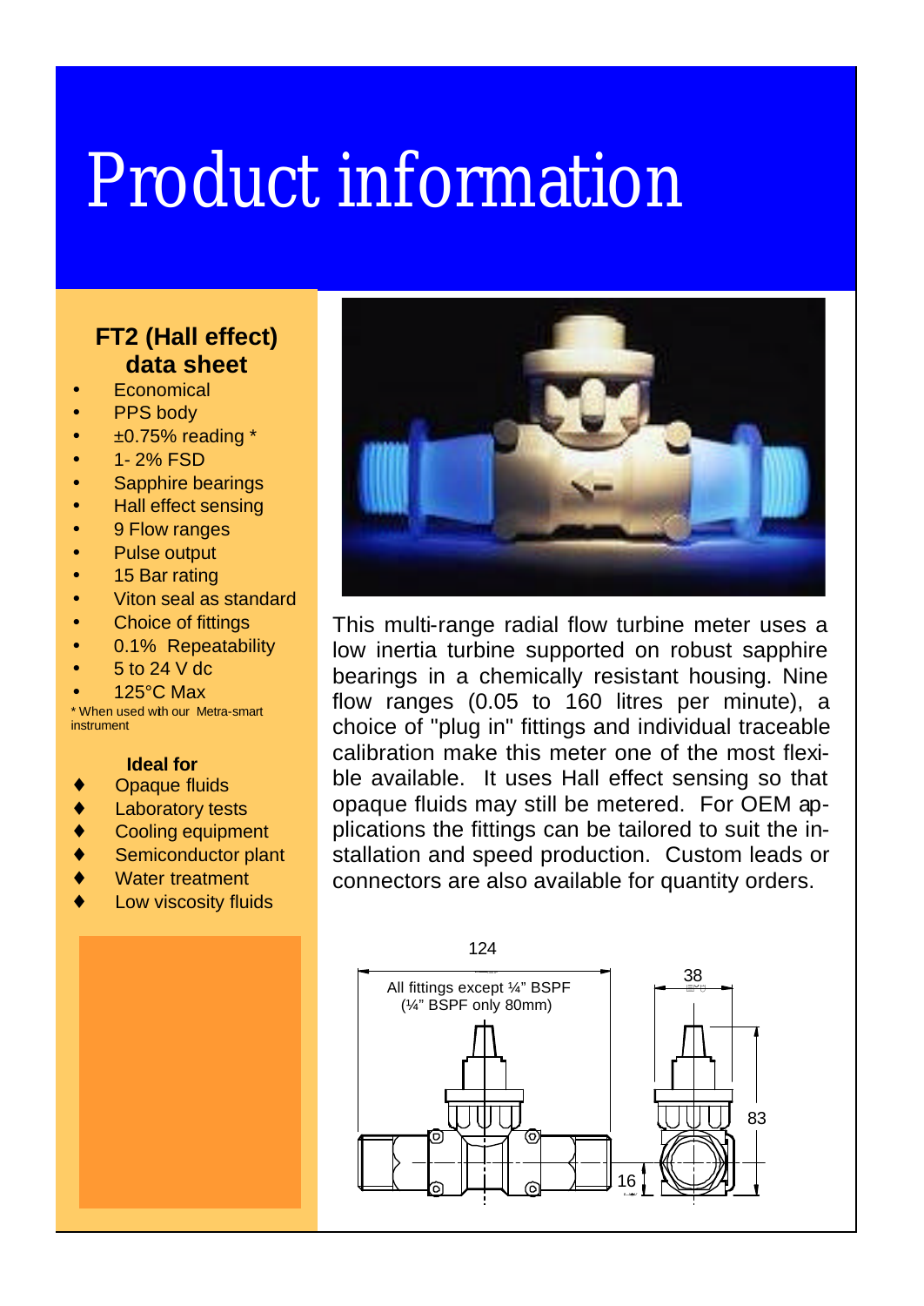# Product information

## FT2 (Hall effect) data sheet

- Economical
- PPS body
- ±0.75% reading *
- 1- 2% FSD
- Sapphire bearings
- Hall effect sensing
- 9 Flow ranges
- Pulse output
- 15 Bar rating
- Viton seal as standard
- Choice of fittings
- 0.1% Repeatability
- 5 to 24 V dc
- 125°C Max

* When used with our Metra-smart instrument

### Ideal for

- Opaque fluids
- Laboratory tests
- Cooling equipment
- Semiconductor plant
- Water treatment
- Low viscosity fluids

This multi-range radial flow turbine meter uses a low inertia turbine supported on robust sapphire bearings in a chemically resistant housing. Nine flow ranges (0.05 to 160 litres per minute), a choice of "plug in" fittings and individual traceable calibration make this meter one of the most flexible available. It uses Hall effect sensing so that opaque fluids may still be metered. For OEM applications the fittings can be tailored to suit the installation and speed production. Custom leads or connectors are also available for quantity orders.

124

All fittings except ¼" BSPF
(¼" BSPF only 80mm)

38

83

16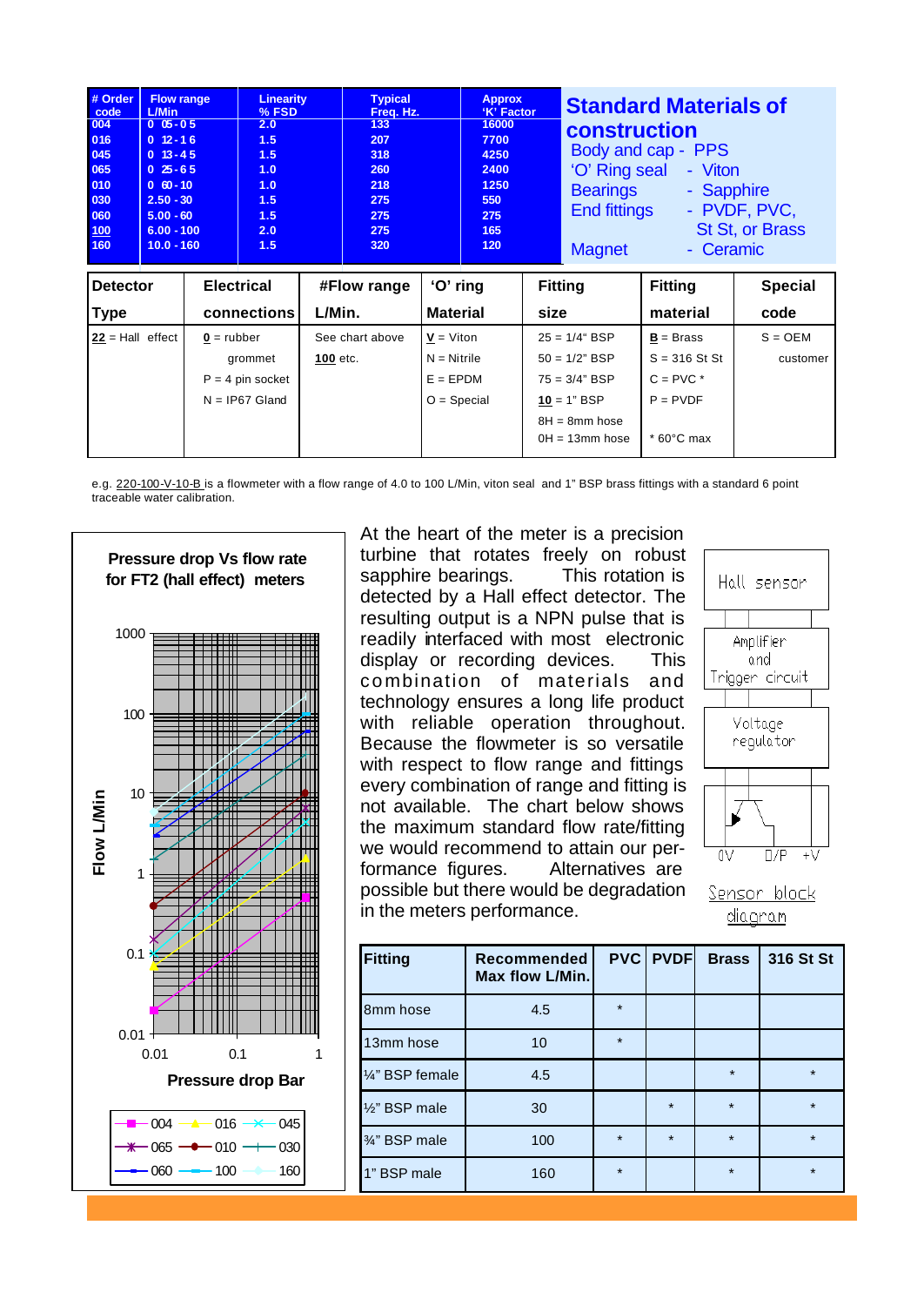| # Order code | Flow range L/Min | Linearity % FSD | Typical Freq. Hz. | Approx 'K' Factor |
|---|---|---|---|---|
| 004 | 0 05 - 0 5 | 2.0 | 133 | 16000 |
| 016 | 0 12 - 1 6 | 1.5 | 207 | 7700 |
| 045 | 0 13 - 4 5 | 1.5 | 318 | 4250 |
| 065 | 0 25 - 6 5 | 1.0 | 260 | 2400 |
| 010 | 0 60 - 10 | 1.0 | 218 | 1250 |
| 030 | 2.50 - 30 | 1.5 | 275 | 550 |
| 060 | 5.00 - 60 | 1.5 | 275 | 275 |
| 100 | 6.00 - 100 | 2.0 | 275 | 165 |
| 160 | 10.0 - 160 | 1.5 | 320 | 120 |

## Standard Materials of construction

Body and cap - PPS
'O' Ring seal - Viton
Bearings - Sapphire
End fittings - PVDF, PVC, St St, or Brass
Magnet - Ceramic

| Detector Type | Electrical connections | #Flow range L/Min. | 'O' ring Material | Fitting size | Fitting material | Special code |
|---|---|---|---|---|---|---|
| 22 = Hall effect | 0 = rubber grommet | See chart above | V = Viton | 25 = 1/4" BSP | B = Brass | S = OEM customer |
| | P = 4 pin socket | 100 etc. | N = Nitrile | 50 = 1/2" BSP | S = 316 St St | |
| | N = IP67 Gland | | E = EPDM | 75 = 3/4" BSP | C = PVC * | |
| | | | O = Special | 10 = 1" BSP | P = PVDF | |
| | | | | 8H = 8mm hose | | |
| | | | | 0H = 13mm hose | * 60°C max | |

e.g. 220-100-V-10-B is a flowmeter with a flow range of 4.0 to 100 L/Min, viton seal and 1" BSP brass fittings with a standard 6 point traceable water calibration.

**Pressure drop Vs flow rate for FT2 (hall effect) meters**

Flow L/Min
1000
100
10
1
0.1
0.01

Pressure drop Bar
0.01
0.1
1

004 016 045
065 010 030
060 100 160

At the heart of the meter is a precision turbine that rotates freely on robust sapphire bearings. This rotation is detected by a Hall effect detector. The resulting output is a NPN pulse that is readily interfaced with most electronic display or recording devices. This combination of materials and technology ensures a long life product with reliable operation throughout. Because the flowmeter is so versatile with respect to flow range and fittings every combination of range and fitting is not available. The chart below shows the maximum standard flow rate/fitting we would recommend to attain our performance figures. Alternatives are possible but there would be degradation in the meters performance.

Hall sensor
Amplifier and Trigger circuit
Voltage regulator
0V O/P +V

Sensor block diagram

| Fitting | Recommended Max flow L/Min. | PVC | PVDF | Brass | 316 St St |
|---|---|---|---|---|---|
| 8mm hose | 4.5 | * | | | |
| 13mm hose | 10 | * | | | |
| ¼" BSP female | 4.5 | | | * | * |
| ½" BSP male | 30 | | * | * | * |
| ¾" BSP male | 100 | * | * | * | * |
| 1" BSP male | 160 | * | | * | * |